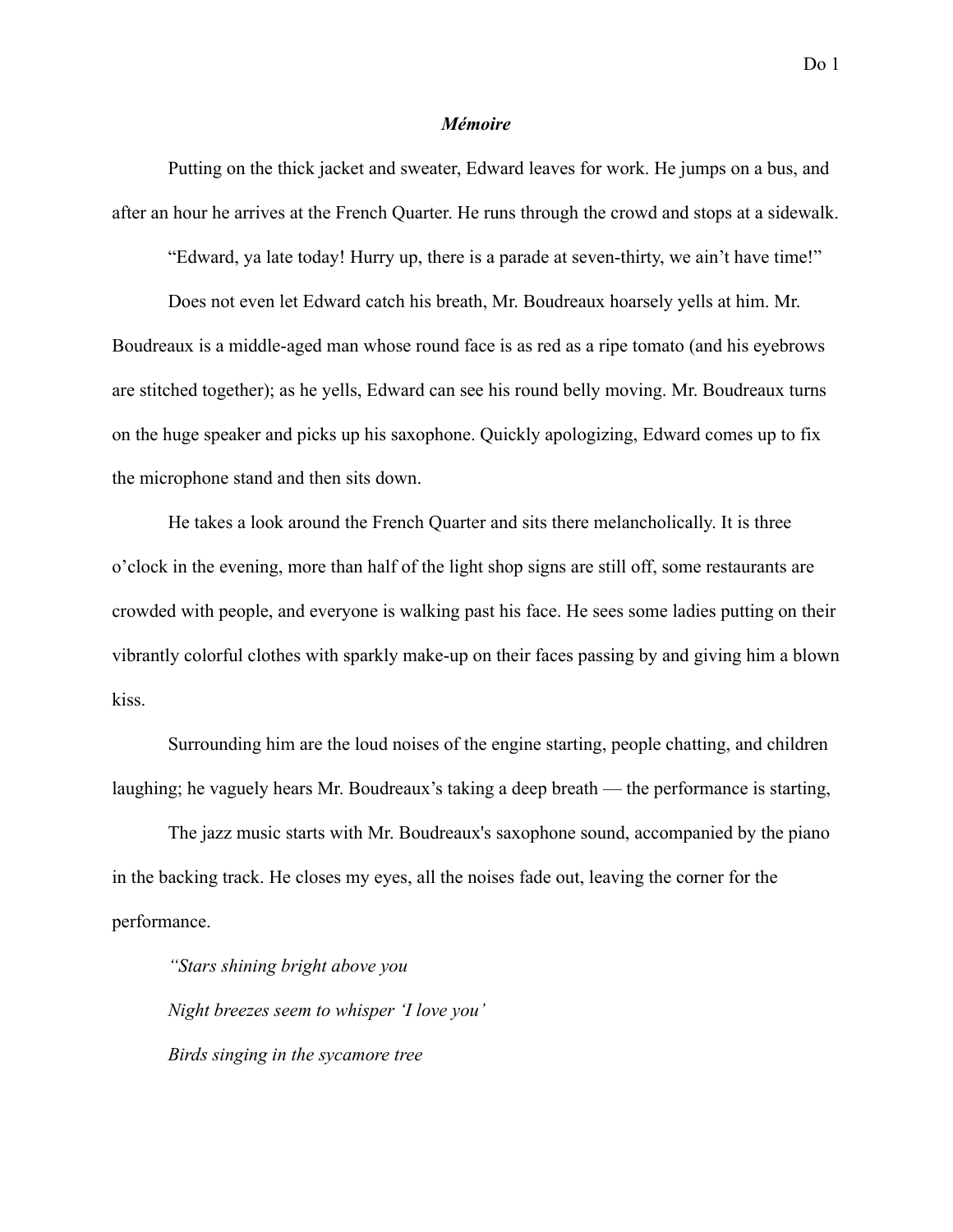***Mémoire***

Putting on the thick jacket and sweater, Edward leaves for work. He jumps on a bus, and after an hour he arrives at the French Quarter. He runs through the crowd and stops at a sidewalk.

"Edward, ya late today! Hurry up, there is a parade at seven-thirty, we ain't have time!"

Does not even let Edward catch his breath, Mr. Boudreaux hoarsely yells at him. Mr. Boudreaux is a middle-aged man whose round face is as red as a ripe tomato (and his eyebrows are stitched together); as he yells, Edward can see his round belly moving. Mr. Boudreaux turns on the huge speaker and picks up his saxophone. Quickly apologizing, Edward comes up to fix the microphone stand and then sits down.

He takes a look around the French Quarter and sits there melancholically. It is three o'clock in the evening, more than half of the light shop signs are still off, some restaurants are crowded with people, and everyone is walking past his face. He sees some ladies putting on their vibrantly colorful clothes with sparkly make-up on their faces passing by and giving him a blown kiss.

Surrounding him are the loud noises of the engine starting, people chatting, and children laughing; he vaguely hears Mr. Boudreaux's taking a deep breath — the performance is starting,

The jazz music starts with Mr. Boudreaux's saxophone sound, accompanied by the piano in the backing track. He closes my eyes, all the noises fade out, leaving the corner for the performance.

*"Stars shining bright above you*

*Night breezes seem to whisper 'I love you'*

*Birds singing in the sycamore tree*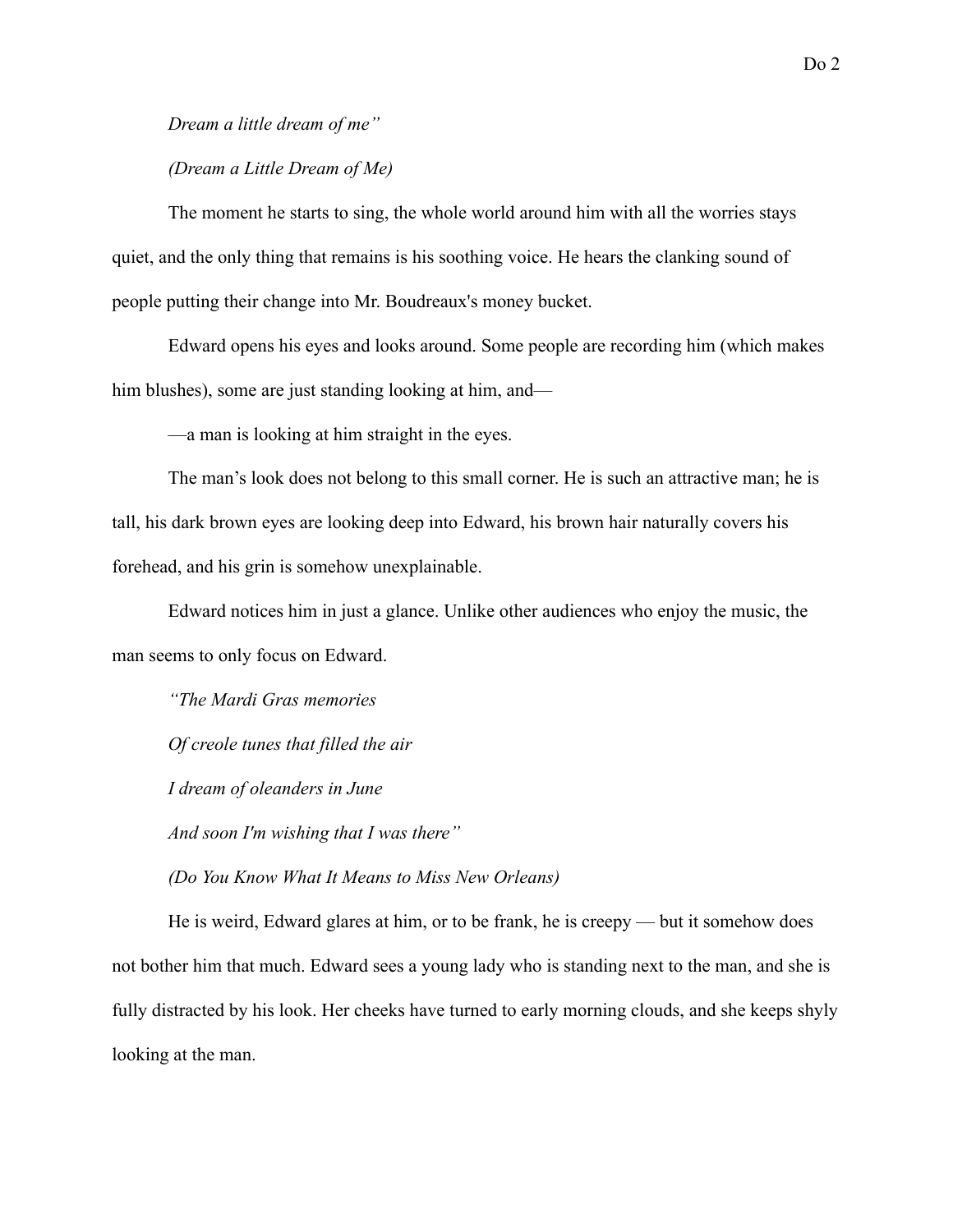*Dream a little dream of me"*

*(Dream a Little Dream of Me)*

The moment he starts to sing, the whole world around him with all the worries stays quiet, and the only thing that remains is his soothing voice. He hears the clanking sound of people putting their change into Mr. Boudreaux's money bucket.

Edward opens his eyes and looks around. Some people are recording him (which makes him blushes), some are just standing looking at him, and—

—a man is looking at him straight in the eyes.

The man's look does not belong to this small corner. He is such an attractive man; he is tall, his dark brown eyes are looking deep into Edward, his brown hair naturally covers his forehead, and his grin is somehow unexplainable.

Edward notices him in just a glance. Unlike other audiences who enjoy the music, the man seems to only focus on Edward.

*"The Mardi Gras memories*

*Of creole tunes that filled the air*

*I dream of oleanders in June*

*And soon I'm wishing that I was there"*

*(Do You Know What It Means to Miss New Orleans)*

He is weird, Edward glares at him, or to be frank, he is creepy — but it somehow does not bother him that much. Edward sees a young lady who is standing next to the man, and she is fully distracted by his look. Her cheeks have turned to early morning clouds, and she keeps shyly looking at the man.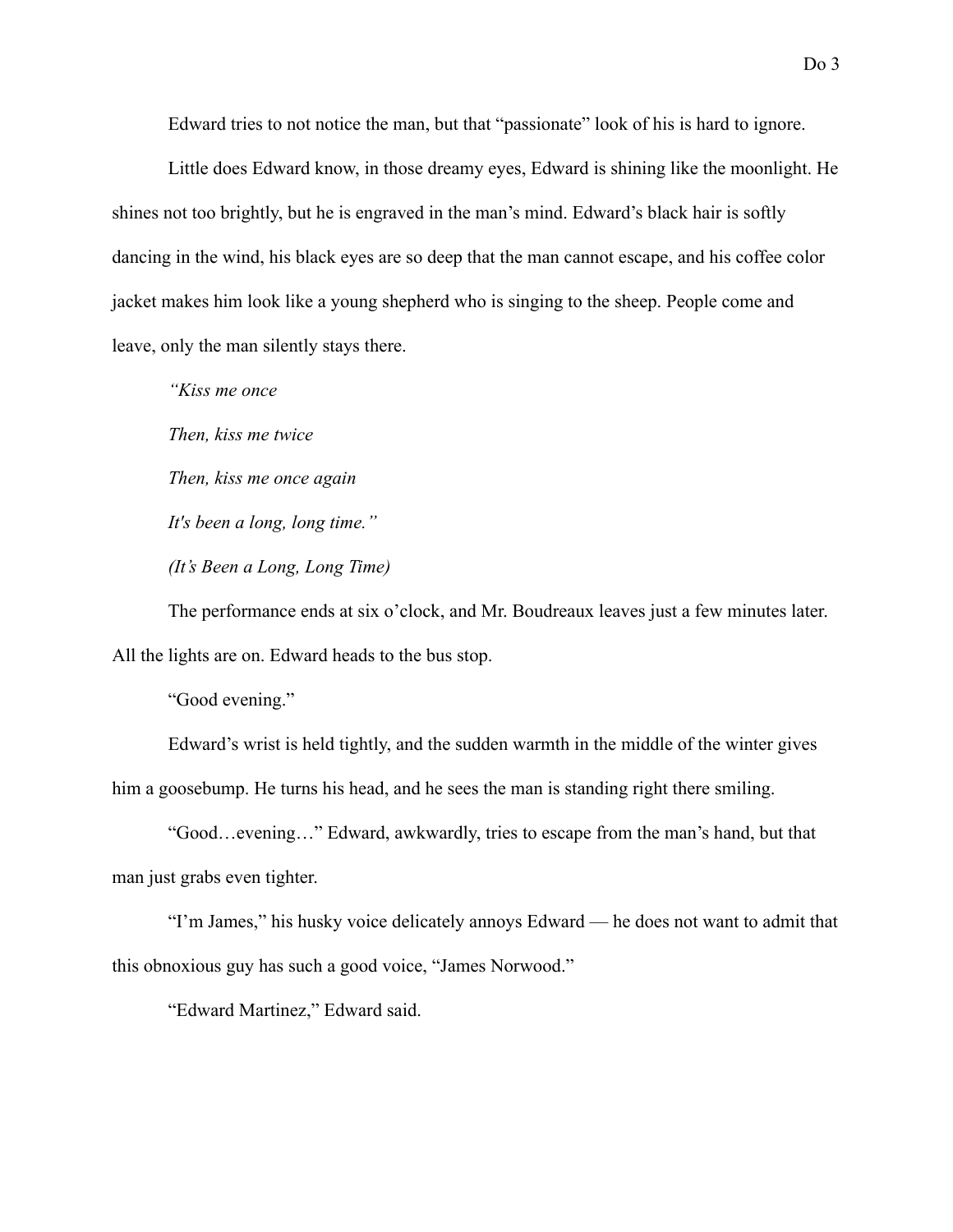Edward tries to not notice the man, but that "passionate" look of his is hard to ignore.

Little does Edward know, in those dreamy eyes, Edward is shining like the moonlight. He shines not too brightly, but he is engraved in the man's mind. Edward's black hair is softly dancing in the wind, his black eyes are so deep that the man cannot escape, and his coffee color jacket makes him look like a young shepherd who is singing to the sheep. People come and leave, only the man silently stays there.

*"Kiss me once*

*Then, kiss me twice*

*Then, kiss me once again*

*It's been a long, long time."*

*(It's Been a Long, Long Time)*

The performance ends at six o'clock, and Mr. Boudreaux leaves just a few minutes later. All the lights are on. Edward heads to the bus stop.

"Good evening."

Edward's wrist is held tightly, and the sudden warmth in the middle of the winter gives him a goosebump. He turns his head, and he sees the man is standing right there smiling.

"Good…evening…" Edward, awkwardly, tries to escape from the man's hand, but that man just grabs even tighter.

"I'm James," his husky voice delicately annoys Edward — he does not want to admit that this obnoxious guy has such a good voice, "James Norwood."

"Edward Martinez," Edward said.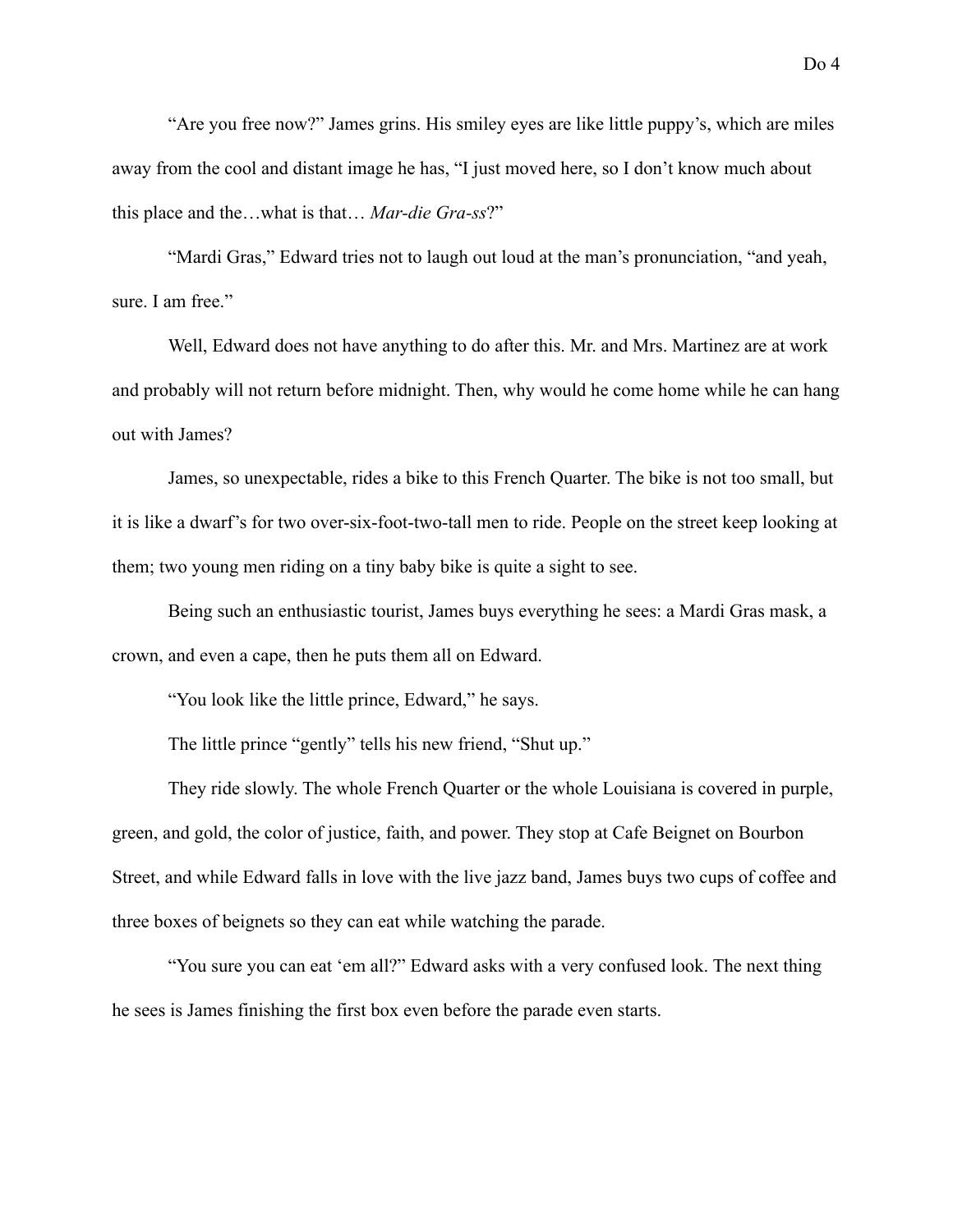"Are you free now?" James grins. His smiley eyes are like little puppy's, which are miles away from the cool and distant image he has, "I just moved here, so I don't know much about this place and the…what is that… *Mar-die Gra-ss*?"

"Mardi Gras," Edward tries not to laugh out loud at the man's pronunciation, "and yeah, sure. I am free."

Well, Edward does not have anything to do after this. Mr. and Mrs. Martinez are at work and probably will not return before midnight. Then, why would he come home while he can hang out with James?

James, so unexpectable, rides a bike to this French Quarter. The bike is not too small, but it is like a dwarf's for two over-six-foot-two-tall men to ride. People on the street keep looking at them; two young men riding on a tiny baby bike is quite a sight to see.

Being such an enthusiastic tourist, James buys everything he sees: a Mardi Gras mask, a crown, and even a cape, then he puts them all on Edward.

"You look like the little prince, Edward," he says.

The little prince "gently" tells his new friend, "Shut up."

They ride slowly. The whole French Quarter or the whole Louisiana is covered in purple, green, and gold, the color of justice, faith, and power. They stop at Cafe Beignet on Bourbon Street, and while Edward falls in love with the live jazz band, James buys two cups of coffee and three boxes of beignets so they can eat while watching the parade.

"You sure you can eat 'em all?" Edward asks with a very confused look. The next thing he sees is James finishing the first box even before the parade even starts.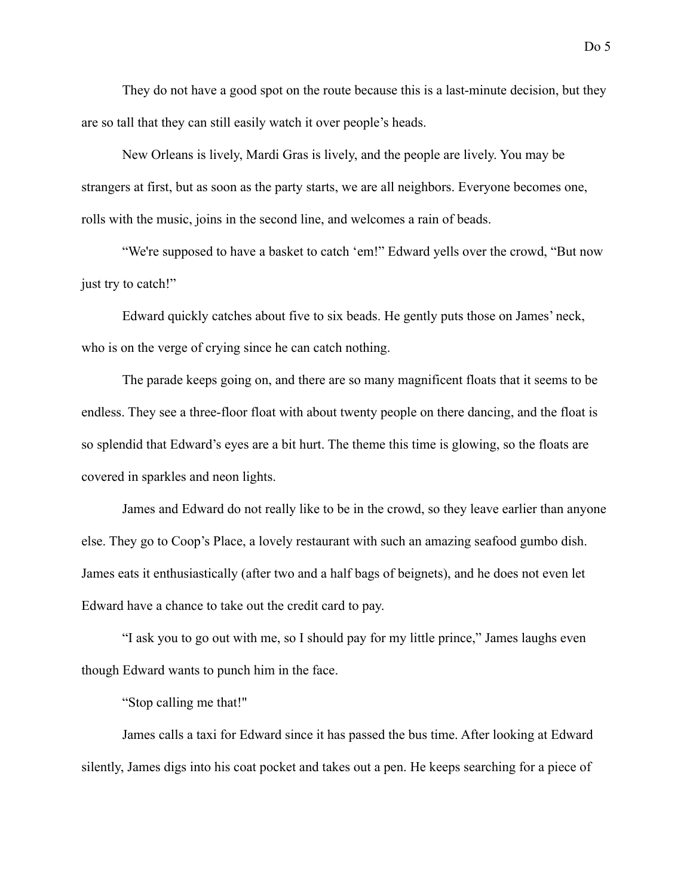They do not have a good spot on the route because this is a last-minute decision, but they are so tall that they can still easily watch it over people's heads.

New Orleans is lively, Mardi Gras is lively, and the people are lively. You may be strangers at first, but as soon as the party starts, we are all neighbors. Everyone becomes one, rolls with the music, joins in the second line, and welcomes a rain of beads.

"We're supposed to have a basket to catch 'em!" Edward yells over the crowd, "But now just try to catch!"

Edward quickly catches about five to six beads. He gently puts those on James' neck, who is on the verge of crying since he can catch nothing.

The parade keeps going on, and there are so many magnificent floats that it seems to be endless. They see a three-floor float with about twenty people on there dancing, and the float is so splendid that Edward's eyes are a bit hurt. The theme this time is glowing, so the floats are covered in sparkles and neon lights.

James and Edward do not really like to be in the crowd, so they leave earlier than anyone else. They go to Coop's Place, a lovely restaurant with such an amazing seafood gumbo dish. James eats it enthusiastically (after two and a half bags of beignets), and he does not even let Edward have a chance to take out the credit card to pay.

"I ask you to go out with me, so I should pay for my little prince," James laughs even though Edward wants to punch him in the face.

"Stop calling me that!"

James calls a taxi for Edward since it has passed the bus time. After looking at Edward silently, James digs into his coat pocket and takes out a pen. He keeps searching for a piece of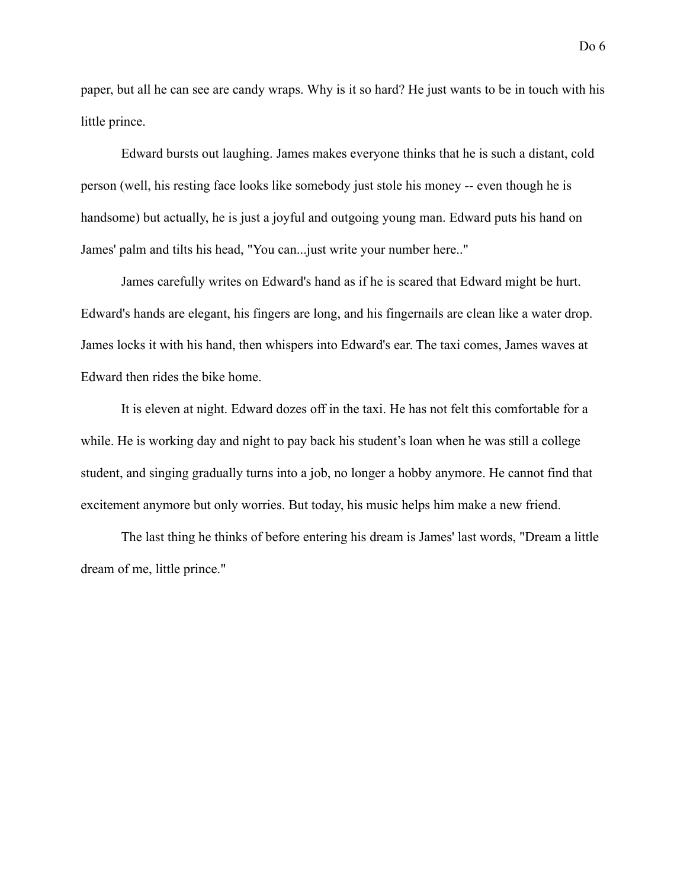paper, but all he can see are candy wraps. Why is it so hard? He just wants to be in touch with his little prince.

Edward bursts out laughing. James makes everyone thinks that he is such a distant, cold person (well, his resting face looks like somebody just stole his money -- even though he is handsome) but actually, he is just a joyful and outgoing young man. Edward puts his hand on James' palm and tilts his head, "You can...just write your number here.."

James carefully writes on Edward's hand as if he is scared that Edward might be hurt. Edward's hands are elegant, his fingers are long, and his fingernails are clean like a water drop. James locks it with his hand, then whispers into Edward's ear. The taxi comes, James waves at Edward then rides the bike home.

It is eleven at night. Edward dozes off in the taxi. He has not felt this comfortable for a while. He is working day and night to pay back his student's loan when he was still a college student, and singing gradually turns into a job, no longer a hobby anymore. He cannot find that excitement anymore but only worries. But today, his music helps him make a new friend.

The last thing he thinks of before entering his dream is James' last words, "Dream a little dream of me, little prince."